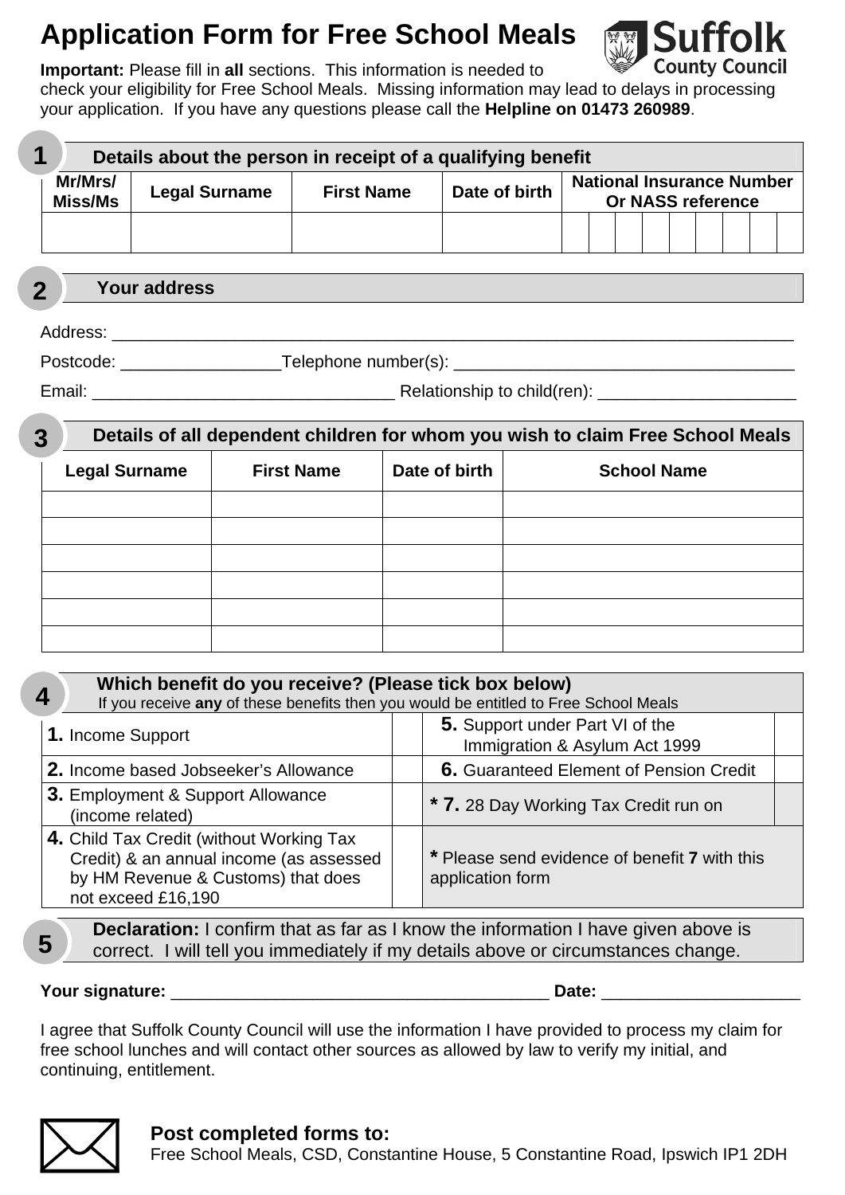# Application Form for Free School Meals

**Suffolk County Council**

**Important:** Please fill in **all** sections. This information is needed to check your eligibility for Free School Meals. Missing information may lead to delays in processing your application. If you have any questions please call the **Helpline on 01473 260989**.

## 1 Details about the person in receipt of a qualifying benefit

| Mr/Mrs/ Miss/Ms | Legal Surname | First Name | Date of birth | National Insurance Number Or NASS reference |
|---|---|---|---|---|
| | | | | |

## 2 Your address

Address: ___________________________________________________________________________

Postcode: _________________ Telephone number(s): ____________________________________

Email: ________________________________ Relationship to child(ren): _____________________

## 3 Details of all dependent children for whom you wish to claim Free School Meals

| Legal Surname | First Name | Date of birth | School Name |
|---|---|---|---|
| | | | |
| | | | |
| | | | |
| | | | |
| | | | |
| | | | |

## 4 Which benefit do you receive? (Please tick box below)

If you receive **any** of these benefits then you would be entitled to Free School Meals

| Benefit | Tick | Benefit | Tick |
|---|---|---|---|
| **1.** Income Support | | **5.** Support under Part VI of the Immigration & Asylum Act 1999 | |
| **2.** Income based Jobseeker's Allowance | | **6.** Guaranteed Element of Pension Credit | |
| **3.** Employment & Support Allowance (income related) | | **\* 7.** 28 Day Working Tax Credit run on | |
| **4.** Child Tax Credit (without Working Tax Credit) & an annual income (as assessed by HM Revenue & Customs) that does not exceed £16,190 | | **\*** Please send evidence of benefit **7** with this application form | |

## 5 Declaration

**Declaration:** I confirm that as far as I know the information I have given above is correct. I will tell you immediately if my details above or circumstances change.

**Your signature:** ________________________________________ **Date:** ____________________

I agree that Suffolk County Council will use the information I have provided to process my claim for free school lunches and will contact other sources as allowed by law to verify my initial, and continuing, entitlement.

**Post completed forms to:**
Free School Meals, CSD, Constantine House, 5 Constantine Road, Ipswich IP1 2DH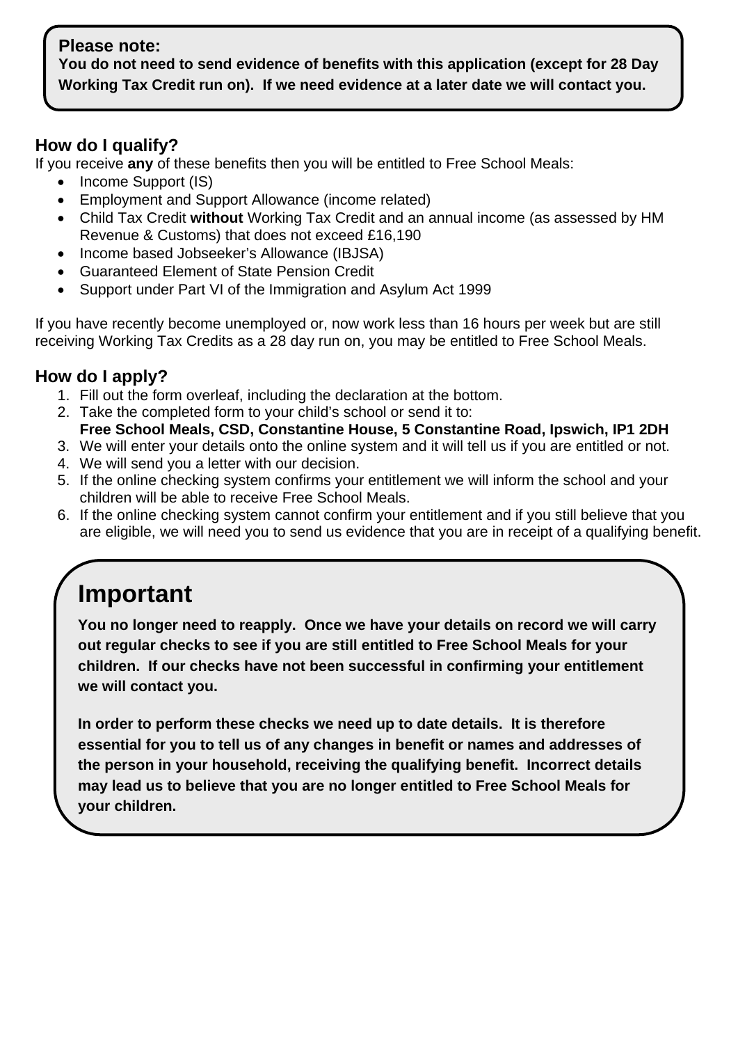**Please note:**
**You do not need to send evidence of benefits with this application (except for 28 Day Working Tax Credit run on). If we need evidence at a later date we will contact you.**

## How do I qualify?

If you receive **any** of these benefits then you will be entitled to Free School Meals:

- Income Support (IS)
- Employment and Support Allowance (income related)
- Child Tax Credit **without** Working Tax Credit and an annual income (as assessed by HM Revenue & Customs) that does not exceed £16,190
- Income based Jobseeker's Allowance (IBJSA)
- Guaranteed Element of State Pension Credit
- Support under Part VI of the Immigration and Asylum Act 1999

If you have recently become unemployed or, now work less than 16 hours per week but are still receiving Working Tax Credits as a 28 day run on, you may be entitled to Free School Meals.

## How do I apply?

1. Fill out the form overleaf, including the declaration at the bottom.
2. Take the completed form to your child's school or send it to:
   **Free School Meals, CSD, Constantine House, 5 Constantine Road, Ipswich, IP1 2DH**
3. We will enter your details onto the online system and it will tell us if you are entitled or not.
4. We will send you a letter with our decision.
5. If the online checking system confirms your entitlement we will inform the school and your children will be able to receive Free School Meals.
6. If the online checking system cannot confirm your entitlement and if you still believe that you are eligible, we will need you to send us evidence that you are in receipt of a qualifying benefit.

# Important

**You no longer need to reapply. Once we have your details on record we will carry out regular checks to see if you are still entitled to Free School Meals for your children. If our checks have not been successful in confirming your entitlement we will contact you.**

**In order to perform these checks we need up to date details. It is therefore essential for you to tell us of any changes in benefit or names and addresses of the person in your household, receiving the qualifying benefit. Incorrect details may lead us to believe that you are no longer entitled to Free School Meals for your children.**